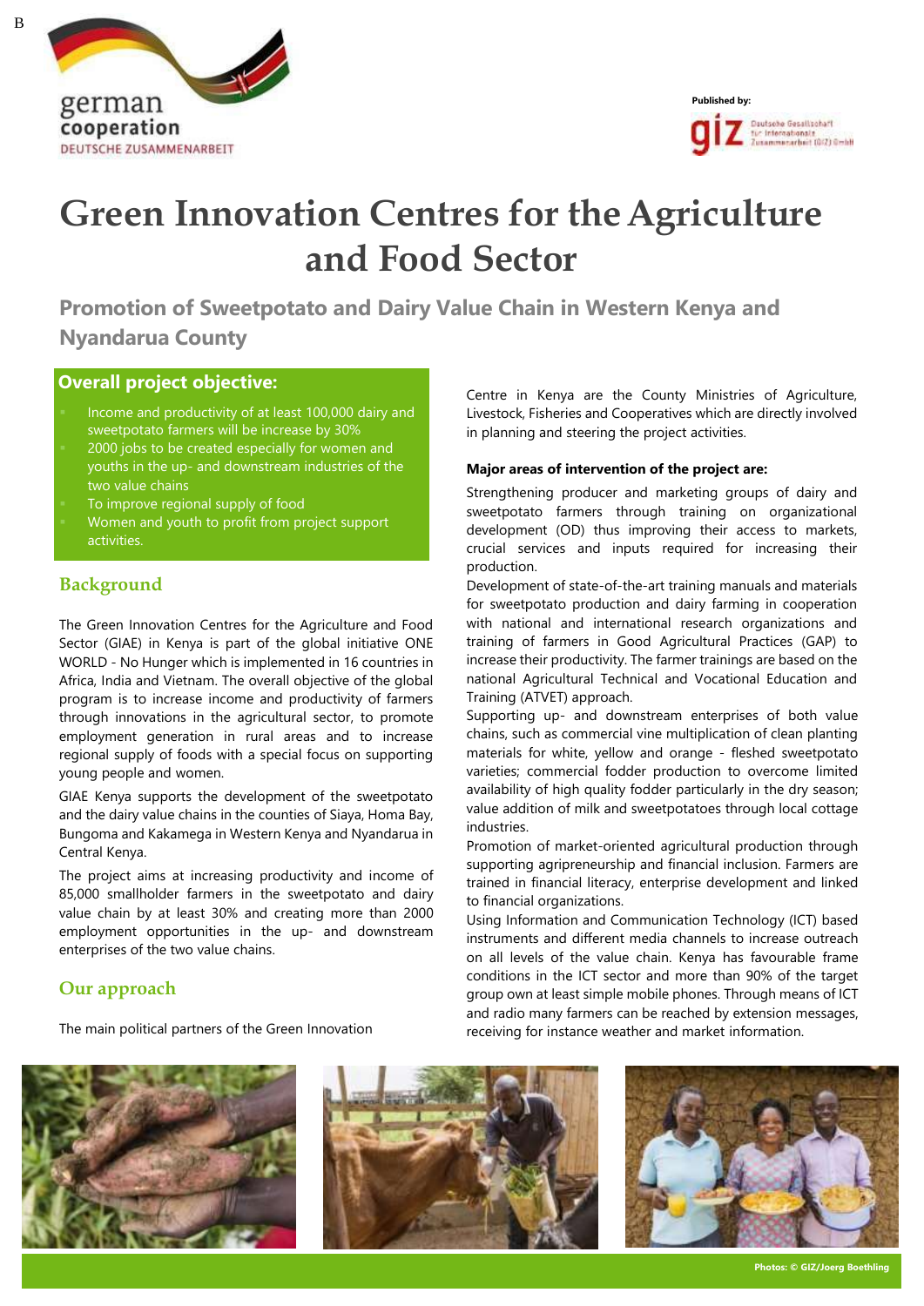# Green Innovation Centres for the Agriculture and Food Sector

## Promotion of Sweetpotato and Dairy Value Chain in Western Kenya and Nyandarua County

### Overall project objective:

- Income and productivity of at least 100,000 dairy and sweetpotato farmers will be increase by 30%
- 2000 jobs to be created especially for women and youths in the up- and downstream industries of the two value chains
- To improve regional supply of food
- Women and youth to profit from project support activities.

## Background

The Green Innovation Centres for the Agriculture and Food Sector (GIAE) in Kenya is part of the global initiative ONE WORLD - No Hunger which is implemented in 16 countries in Africa, India and Vietnam. The overall objective of the global program is to increase income and productivity of farmers through innovations in the agricultural sector, to promote employment generation in rural areas and to increase regional supply of foods with a special focus on supporting young people and women.

GIAE Kenya supports the development of the sweetpotato and the dairy value chains in the counties of Siaya, Homa Bay, Bungoma and Kakamega in Western Kenya and Nyandarua in Central Kenya.

The project aims at increasing productivity and income of 85,000 smallholder farmers in the sweetpotato and dairy value chain by at least 30% and creating more than 2000 employment opportunities in the up- and downstream enterprises of the two value chains.

## Our approach

The main political partners of the Green Innovation Centre in Kenya are the County Ministries of Agriculture, Livestock, Fisheries and Cooperatives which are directly involved in planning and steering the project activities.

**Major areas of intervention of the project are:**

Strengthening producer and marketing groups of dairy and sweetpotato farmers through training on organizational development (OD) thus improving their access to markets, crucial services and inputs required for increasing their production.

Development of state-of-the-art training manuals and materials for sweetpotato production and dairy farming in cooperation with national and international research organizations and training of farmers in Good Agricultural Practices (GAP) to increase their productivity. The farmer trainings are based on the national Agricultural Technical and Vocational Education and Training (ATVET) approach.

Supporting up- and downstream enterprises of both value chains, such as commercial vine multiplication of clean planting materials for white, yellow and orange - fleshed sweetpotato varieties; commercial fodder production to overcome limited availability of high quality fodder particularly in the dry season; value addition of milk and sweetpotatoes through local cottage industries.

Promotion of market-oriented agricultural production through supporting agripreneurship and financial inclusion. Farmers are trained in financial literacy, enterprise development and linked to financial organizations.

Using Information and Communication Technology (ICT) based instruments and different media channels to increase outreach on all levels of the value chain. Kenya has favourable frame conditions in the ICT sector and more than 90% of the target group own at least simple mobile phones. Through means of ICT and radio many farmers can be reached by extension messages, receiving for instance weather and market information.

Photos: © GIZ/Joerg Boethling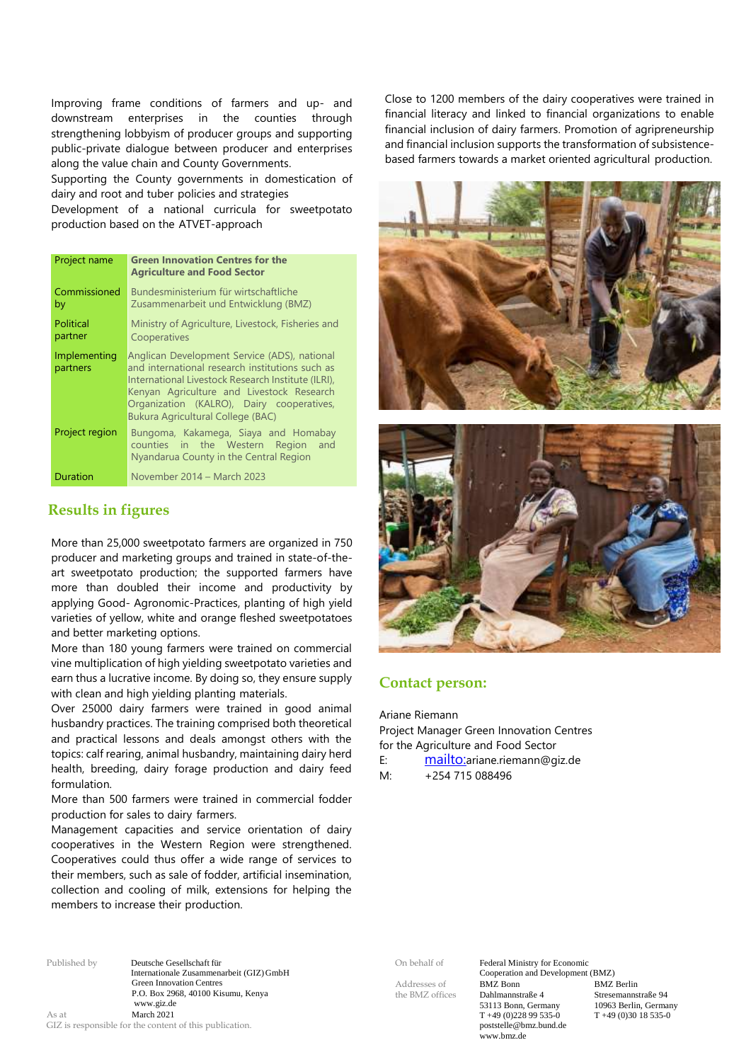Improving frame conditions of farmers and up- and downstream enterprises in the counties through strengthening lobbyism of producer groups and supporting public-private dialogue between producer and enterprises along the value chain and County Governments.

Supporting the County governments in domestication of dairy and root and tuber policies and strategies

Development of a national curricula for sweetpotato production based on the ATVET-approach

| | |
|---|---|
| Project name | **Green Innovation Centres for the Agriculture and Food Sector** |
| Commissioned by | Bundesministerium für wirtschaftliche Zusammenarbeit und Entwicklung (BMZ) |
| Political partner | Ministry of Agriculture, Livestock, Fisheries and Cooperatives |
| Implementing partners | Anglican Development Service (ADS), national and international research institutions such as International Livestock Research Institute (ILRI), Kenyan Agriculture and Livestock Research Organization (KALRO), Dairy cooperatives, Bukura Agricultural College (BAC) |
| Project region | Bungoma, Kakamega, Siaya and Homabay counties in the Western Region and Nyandarua County in the Central Region |
| Duration | November 2014 – March 2023 |

## Results in figures

More than 25,000 sweetpotato farmers are organized in 750 producer and marketing groups and trained in state-of-the-art sweetpotato production; the supported farmers have more than doubled their income and productivity by applying Good- Agronomic-Practices, planting of high yield varieties of yellow, white and orange fleshed sweetpotatoes and better marketing options.

More than 180 young farmers were trained on commercial vine multiplication of high yielding sweetpotato varieties and earn thus a lucrative income. By doing so, they ensure supply with clean and high yielding planting materials.

Over 25000 dairy farmers were trained in good animal husbandry practices. The training comprised both theoretical and practical lessons and deals amongst others with the topics: calf rearing, animal husbandry, maintaining dairy herd health, breeding, dairy forage production and dairy feed formulation.

More than 500 farmers were trained in commercial fodder production for sales to dairy farmers.

Management capacities and service orientation of dairy cooperatives in the Western Region were strengthened. Cooperatives could thus offer a wide range of services to their members, such as sale of fodder, artificial insemination, collection and cooling of milk, extensions for helping the members to increase their production.

Close to 1200 members of the dairy cooperatives were trained in financial literacy and linked to financial organizations to enable financial inclusion of dairy farmers. Promotion of agripreneurship and financial inclusion supports the transformation of subsistence-based farmers towards a market oriented agricultural production.

## Contact person:

Ariane Riemann
Project Manager Green Innovation Centres for the Agriculture and Food Sector
E: mailto:ariane.riemann@giz.de
M: +254 715 088496

Published by: Deutsche Gesellschaft für Internationale Zusammenarbeit (GIZ) GmbH
Green Innovation Centres
P.O. Box 2968, 40100 Kisumu, Kenya
www.giz.de

As at: March 2021

GIZ is responsible for the content of this publication.

On behalf of: Federal Ministry for Economic Cooperation and Development (BMZ)

Addresses of the BMZ offices:

BMZ Bonn
Dahlmannstraße 4
53113 Bonn, Germany
T +49 (0)228 99 535-0
poststelle@bmz.bund.de
www.bmz.de

BMZ Berlin
Stresemannstraße 94
10963 Berlin, Germany
T +49 (0)30 18 535-0